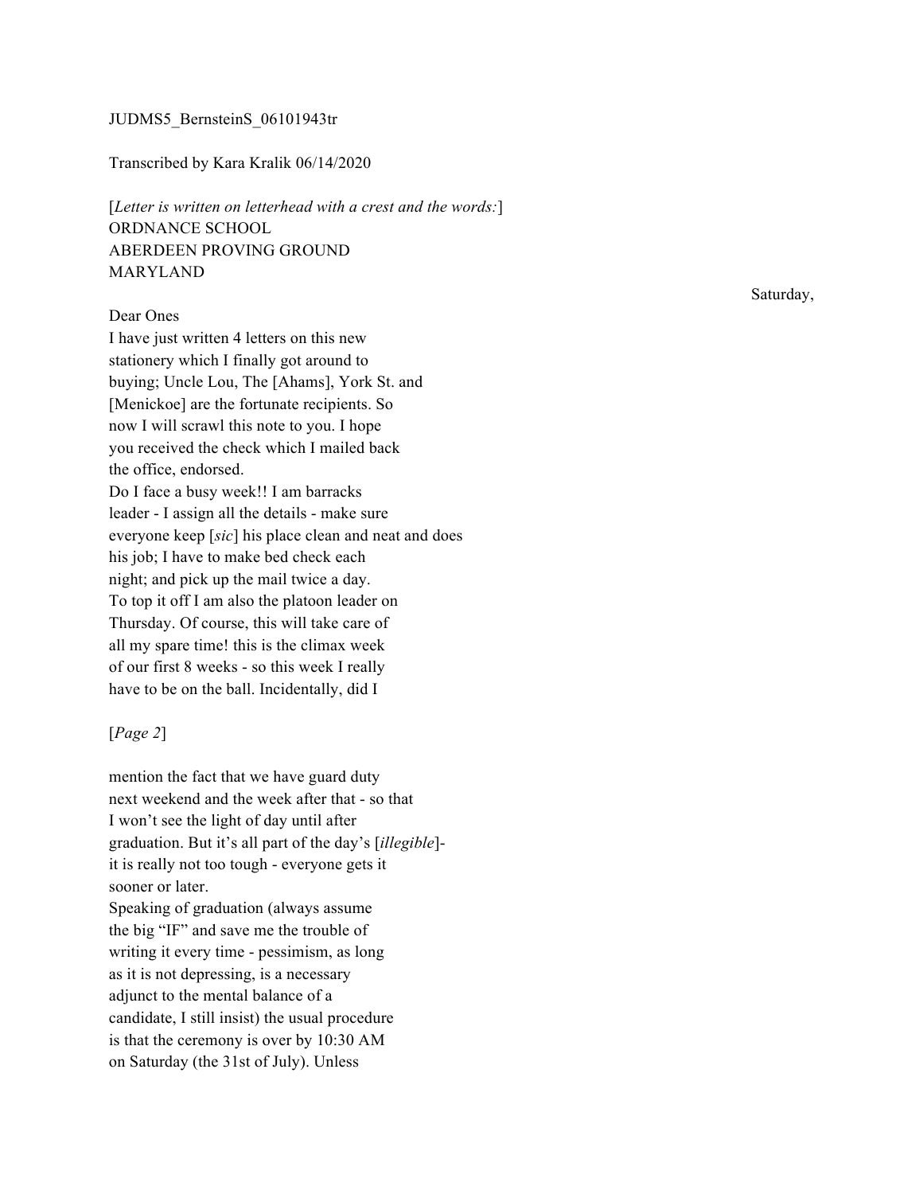JUDMS5_BernsteinS_06101943tr

Transcribed by Kara Kralik 06/14/2020

[*Letter is written on letterhead with a crest and the words:*]
ORDNANCE SCHOOL
ABERDEEN PROVING GROUND
MARYLAND

Saturday,

Dear Ones
I have just written 4 letters on this new stationery which I finally got around to buying; Uncle Lou, The [Ahams], York St. and [Menickoe] are the fortunate recipients. So now I will scrawl this note to you. I hope you received the check which I mailed back the office, endorsed.
Do I face a busy week!! I am barracks leader - I assign all the details - make sure everyone keep [*sic*] his place clean and neat and does his job; I have to make bed check each night; and pick up the mail twice a day. To top it off I am also the platoon leader on Thursday. Of course, this will take care of all my spare time! this is the climax week of our first 8 weeks - so this week I really have to be on the ball. Incidentally, did I

[*Page 2*]

mention the fact that we have guard duty next weekend and the week after that - so that I won't see the light of day until after graduation. But it's all part of the day's [*illegible*]- it is really not too tough - everyone gets it sooner or later.
Speaking of graduation (always assume the big "IF" and save me the trouble of writing it every time - pessimism, as long as it is not depressing, is a necessary adjunct to the mental balance of a candidate, I still insist) the usual procedure is that the ceremony is over by 10:30 AM on Saturday (the 31st of July). Unless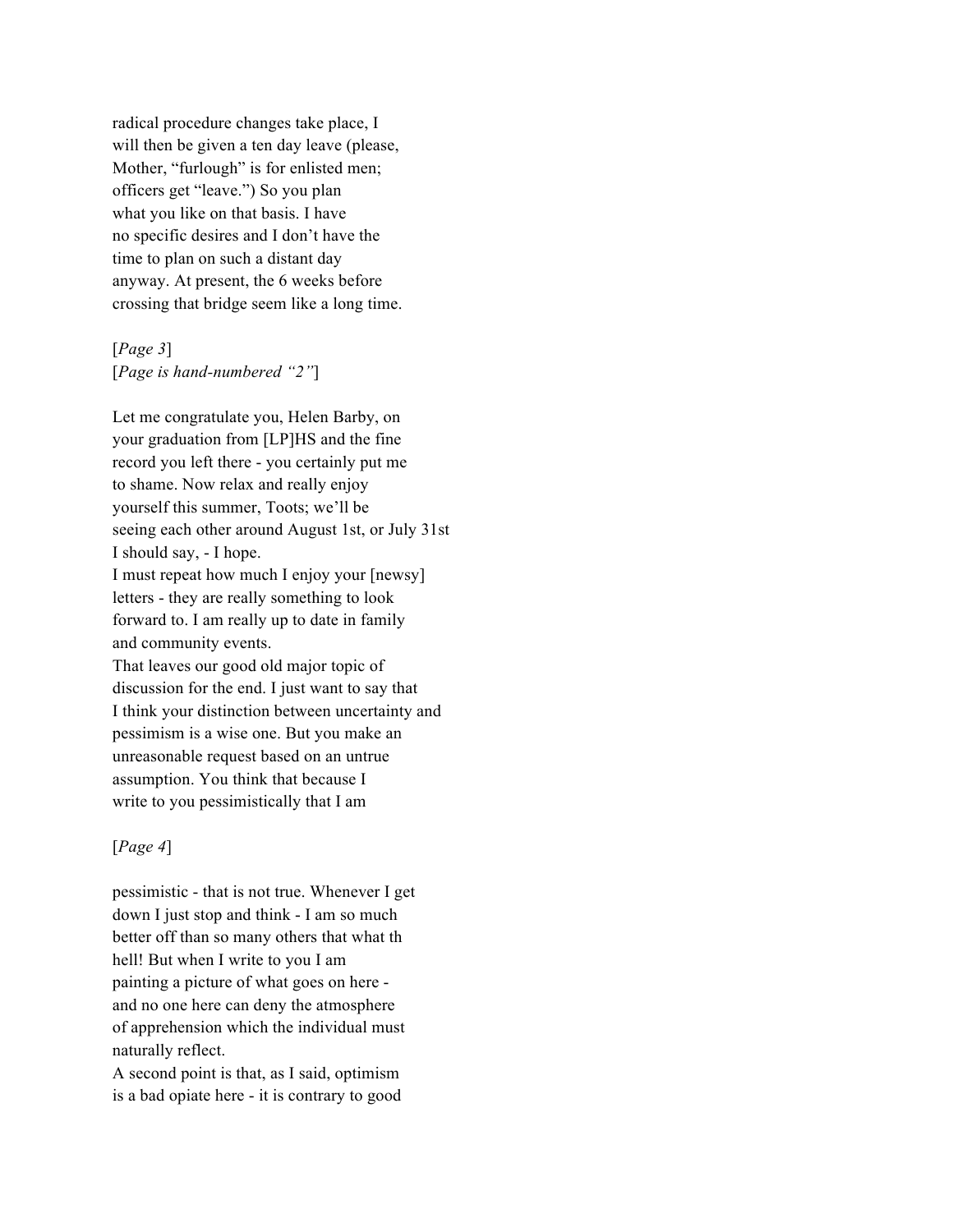radical procedure changes take place, I
will then be given a ten day leave (please,
Mother, "furlough" is for enlisted men;
officers get "leave.") So you plan
what you like on that basis. I have
no specific desires and I don't have the
time to plan on such a distant day
anyway. At present, the 6 weeks before
crossing that bridge seem like a long time.

[*Page 3*]
[*Page is hand-numbered "2"*]

Let me congratulate you, Helen Barby, on
your graduation from [LP]HS and the fine
record you left there - you certainly put me
to shame. Now relax and really enjoy
yourself this summer, Toots; we'll be
seeing each other around August 1st, or July 31st
I should say, - I hope.
I must repeat how much I enjoy your [newsy]
letters - they are really something to look
forward to. I am really up to date in family
and community events.
That leaves our good old major topic of
discussion for the end. I just want to say that
I think your distinction between uncertainty and
pessimism is a wise one. But you make an
unreasonable request based on an untrue
assumption. You think that because I
write to you pessimistically that I am

[*Page 4*]

pessimistic - that is not true. Whenever I get
down I just stop and think - I am so much
better off than so many others that what th
hell! But when I write to you I am
painting a picture of what goes on here -
and no one here can deny the atmosphere
of apprehension which the individual must
naturally reflect.
A second point is that, as I said, optimism
is a bad opiate here - it is contrary to good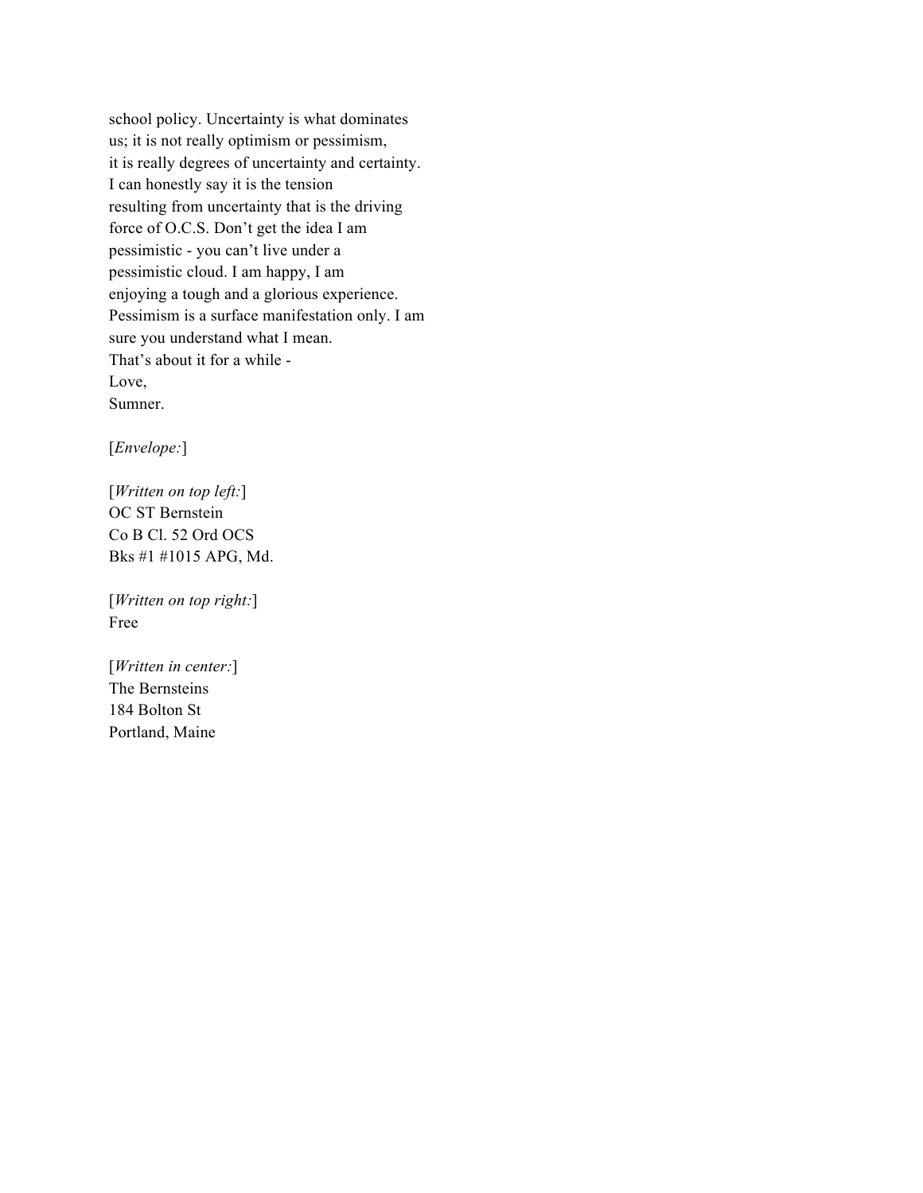school policy. Uncertainty is what dominates us; it is not really optimism or pessimism, it is really degrees of uncertainty and certainty. I can honestly say it is the tension resulting from uncertainty that is the driving force of O.C.S. Don't get the idea I am pessimistic - you can't live under a pessimistic cloud. I am happy, I am enjoying a tough and a glorious experience. Pessimism is a surface manifestation only. I am sure you understand what I mean.
That's about it for a while -
Love,
Sumner.

[*Envelope:*]

[*Written on top left:*]
OC ST Bernstein
Co B Cl. 52 Ord OCS
Bks #1 #1015 APG, Md.

[*Written on top right:*]
Free

[*Written in center:*]
The Bernsteins
184 Bolton St
Portland, Maine